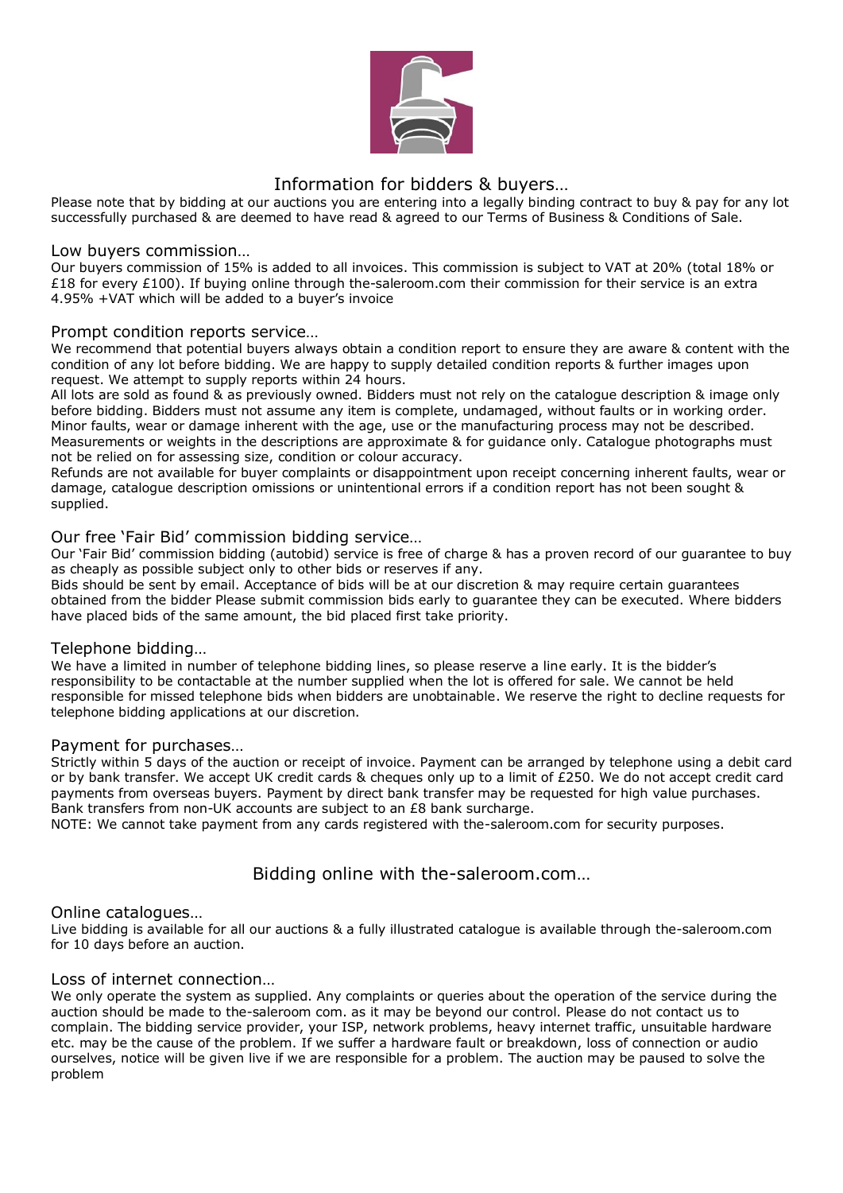# Information for bidders & buyers…

Please note that by bidding at our auctions you are entering into a legally binding contract to buy & pay for any lot successfully purchased & are deemed to have read & agreed to our Terms of Business & Conditions of Sale.

## Low buyers commission…

Our buyers commission of 15% is added to all invoices. This commission is subject to VAT at 20% (total 18% or £18 for every £100). If buying online through the-saleroom.com their commission for their service is an extra 4.95% +VAT which will be added to a buyer's invoice

## Prompt condition reports service…

We recommend that potential buyers always obtain a condition report to ensure they are aware & content with the condition of any lot before bidding. We are happy to supply detailed condition reports & further images upon request. We attempt to supply reports within 24 hours.

All lots are sold as found & as previously owned. Bidders must not rely on the catalogue description & image only before bidding. Bidders must not assume any item is complete, undamaged, without faults or in working order. Minor faults, wear or damage inherent with the age, use or the manufacturing process may not be described. Measurements or weights in the descriptions are approximate & for guidance only. Catalogue photographs must not be relied on for assessing size, condition or colour accuracy.

Refunds are not available for buyer complaints or disappointment upon receipt concerning inherent faults, wear or damage, catalogue description omissions or unintentional errors if a condition report has not been sought & supplied.

## Our free 'Fair Bid' commission bidding service…

Our 'Fair Bid' commission bidding (autobid) service is free of charge & has a proven record of our guarantee to buy as cheaply as possible subject only to other bids or reserves if any.

Bids should be sent by email. Acceptance of bids will be at our discretion & may require certain guarantees obtained from the bidder Please submit commission bids early to guarantee they can be executed. Where bidders have placed bids of the same amount, the bid placed first take priority.

## Telephone bidding…

We have a limited in number of telephone bidding lines, so please reserve a line early. It is the bidder's responsibility to be contactable at the number supplied when the lot is offered for sale. We cannot be held responsible for missed telephone bids when bidders are unobtainable. We reserve the right to decline requests for telephone bidding applications at our discretion.

## Payment for purchases…

Strictly within 5 days of the auction or receipt of invoice. Payment can be arranged by telephone using a debit card or by bank transfer. We accept UK credit cards & cheques only up to a limit of £250. We do not accept credit card payments from overseas buyers. Payment by direct bank transfer may be requested for high value purchases. Bank transfers from non-UK accounts are subject to an £8 bank surcharge.

NOTE: We cannot take payment from any cards registered with the-saleroom.com for security purposes.

# Bidding online with the-saleroom.com…

## Online catalogues…

Live bidding is available for all our auctions & a fully illustrated catalogue is available through the-saleroom.com for 10 days before an auction.

## Loss of internet connection…

We only operate the system as supplied. Any complaints or queries about the operation of the service during the auction should be made to the-saleroom com. as it may be beyond our control. Please do not contact us to complain. The bidding service provider, your ISP, network problems, heavy internet traffic, unsuitable hardware etc. may be the cause of the problem. If we suffer a hardware fault or breakdown, loss of connection or audio ourselves, notice will be given live if we are responsible for a problem. The auction may be paused to solve the problem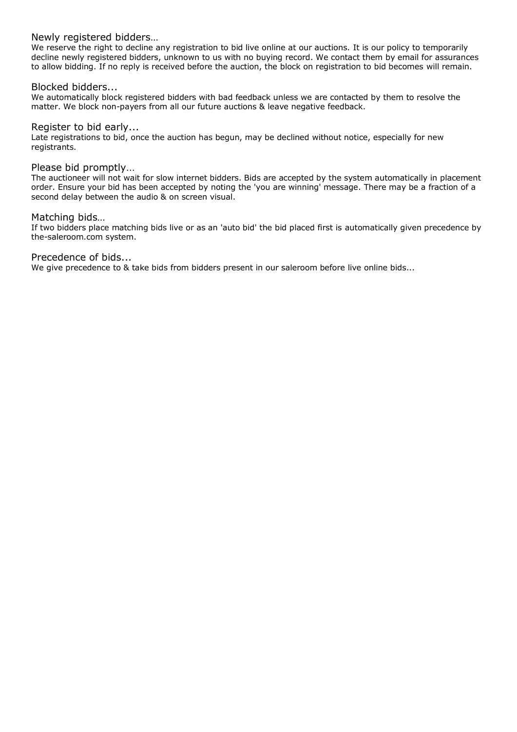## Newly registered bidders…

We reserve the right to decline any registration to bid live online at our auctions. It is our policy to temporarily decline newly registered bidders, unknown to us with no buying record. We contact them by email for assurances to allow bidding. If no reply is received before the auction, the block on registration to bid becomes will remain.

## Blocked bidders...

We automatically block registered bidders with bad feedback unless we are contacted by them to resolve the matter. We block non-payers from all our future auctions & leave negative feedback.

## Register to bid early...

Late registrations to bid, once the auction has begun, may be declined without notice, especially for new registrants.

## Please bid promptly…

The auctioneer will not wait for slow internet bidders. Bids are accepted by the system automatically in placement order. Ensure your bid has been accepted by noting the 'you are winning' message. There may be a fraction of a second delay between the audio & on screen visual.

## Matching bids…

If two bidders place matching bids live or as an 'auto bid' the bid placed first is automatically given precedence by the-saleroom.com system.

## Precedence of bids...

We give precedence to & take bids from bidders present in our saleroom before live online bids...